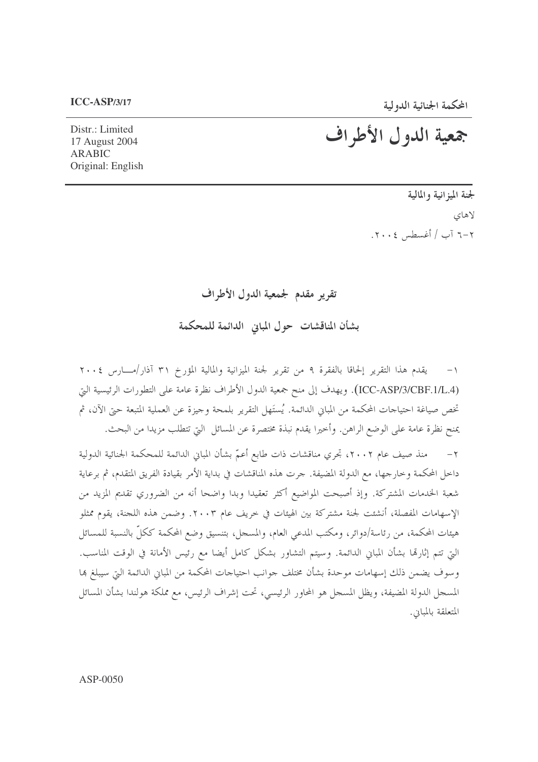**ICC-ASP/3/17**

المحكمة الجنائية الدولية

Distr.: Limited
17 August 2004
ARABIC
Original: English

# جمعية الدول الأطراف

لجنة الميزانية والمالية

لاهاي

٢-٦ آب / أغسطس ٢٠٠٤.

## تقرير مقدم لجمعية الدول الأطراف

## بشأن المناقشات حول المباني الدائمة للمحكمة

١- يقدم هذا التقرير إلحاقا بالفقرة ٩ من تقرير لجنة الميزانية والمالية المؤرخ ٣١ آذار/مارس ٢٠٠٤ (ICC-ASP/3/CBF.1/L.4). ويهدف إلى منح جمعية الدول الأطراف نظرة عامة على التطورات الرئيسية التي تخص صياغة احتياجات المحكمة من المباني الدائمة. يُستَهل التقرير بلمحة وجيزة عن العملية المتبعة حتى الآن، ثم يمنح نظرة عامة على الوضع الراهن. وأخيرا يقدم نبذة مختصرة عن المسائل التي تتطلب مزيدا من البحث.

٢- منذ صيف عام ٢٠٠٢، تجري مناقشات ذات طابع أعمّ بشأن المباني الدائمة للمحكمة الجنائية الدولية داخل المحكمة وخارجها، مع الدولة المضيفة. جرت هذه المناقشات في بداية الأمر بقيادة الفريق المتقدم، ثم برعاية شعبة الخدمات المشتركة. وإذ أصبحت المواضيع أكثر تعقيدا وبدا واضحا أنه من الضروري تقديم المزيد من الإسهامات المفصلة، أنشئت لجنة مشتركة بين الهيئات في خريف عام ٢٠٠٣. وضمن هذه اللجنة، يقوم ممثلو هيئات المحكمة، من رئاسة/دوائر، ومكتب المدعي العام، والمسجل، بتنسيق وضع المحكمة ككلّ بالنسبة للمسائل التي تتم إثارتها بشأن المباني الدائمة. وسيتم التشاور بشكل كامل أيضا مع رئيس الأمانة في الوقت المناسب. وسوف يضمن ذلك إسهامات موحدة بشأن مختلف جوانب احتياجات المحكمة من المباني الدائمة التي سيبلغ بها المسجل الدولة المضيفة، ويظل المسجل هو المحاور الرئيسي، تحت إشراف الرئيس، مع مملكة هولندا بشأن المسائل المتعلقة بالمباني.

ASP-0050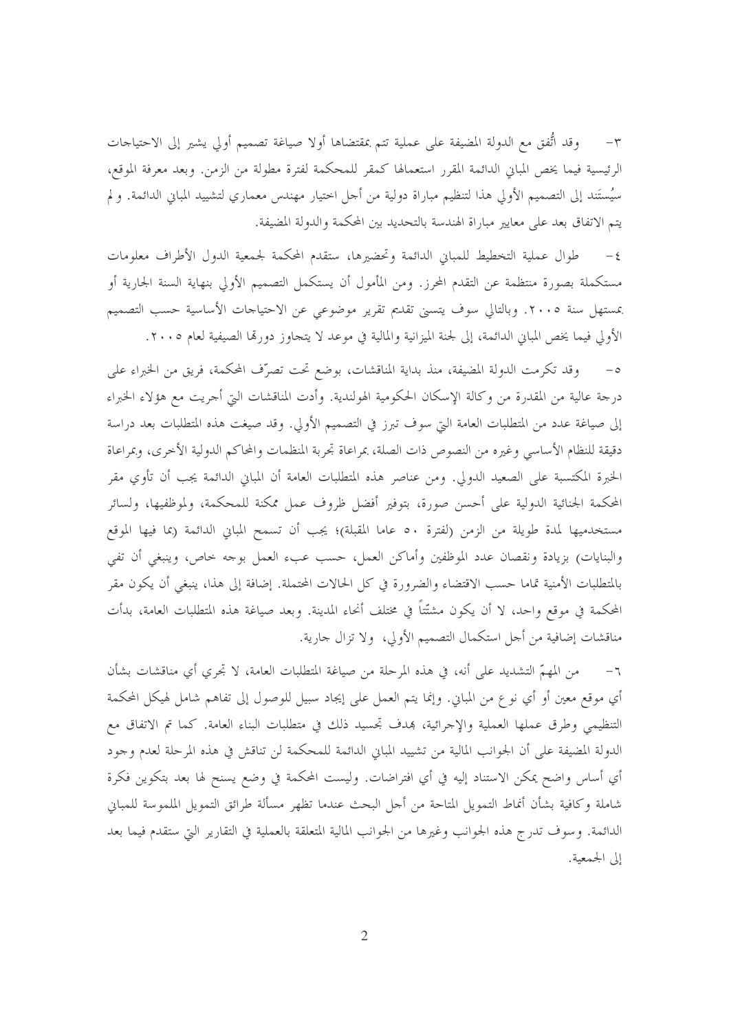٣- وقد اتُّفق مع الدولة المضيفة على عملية تتم بمقتضاها أولا صياغة تصميم أولي يشير إلى الاحتياجات الرئيسية فيما يخص المباني الدائمة المقرر استعمالها كمقر للمحكمة لفترة مطولة من الزمن. وبعد معرفة الموقع، سيُستَند إلى التصميم الأولي هذا لتنظيم مباراة دولية من أجل اختيار مهندس معماري لتشييد المباني الدائمة. و لم يتم الاتفاق بعد على معايير مباراة الهندسة بالتحديد بين المحكمة والدولة المضيفة.

٤- طوال عملية التخطيط للمباني الدائمة وتحضيرها، ستقدم المحكمة لجمعية الدول الأطراف معلومات مستكملة بصورة منتظمة عن التقدم المحرز. ومن المأمول أن يستكمل التصميم الأولي بنهاية السنة الجارية أو بمستهل سنة ٢٠٠٥. وبالتالي سوف يتسنى تقديم تقرير موضوعي عن الاحتياجات الأساسية حسب التصميم الأولي فيما يخص المباني الدائمة، إلى لجنة الميزانية والمالية في موعد لا يتجاوز دورتها الصيفية لعام ٢٠٠٥.

٥- وقد تكرمت الدولة المضيفة، منذ بداية المناقشات، بوضع تحت تصرّف المحكمة، فريق من الخبراء على درجة عالية من المقدرة من وكالة الإسكان الحكومية الهولندية. وأدت المناقشات التي أجريت مع هؤلاء الخبراء إلى صياغة عدد من المتطلبات العامة التي سوف تبرز في التصميم الأولي. وقد صيغت هذه المتطلبات بعد دراسة دقيقة للنظام الأساسي وغيره من النصوص ذات الصلة، بمراعاة تجربة المنظمات والمحاكم الدولية الأخرى، وبمراعاة الخبرة المكتسبة على الصعيد الدولي. ومن عناصر هذه المتطلبات العامة أن المباني الدائمة يجب أن تأوي مقر المحكمة الجنائية الدولية على أحسن صورة، بتوفير أفضل ظروف عمل ممكنة للمحكمة، ولموظفيها، ولسائر مستخدميها لمدة طويلة من الزمن (لفترة ٥٠ عاما المقبلة)؛ يجب أن تسمح المباني الدائمة (بما فيها الموقع والبنايات) بزيادة ونقصان عدد الموظفين وأماكن العمل، حسب عبء العمل بوجه خاص، وينبغي أن تفي بالمتطلبات الأمنية تماما حسب الاقتضاء والضرورة في كل الحالات المحتملة. إضافة إلى هذا، ينبغي أن يكون مقر المحكمة في موقع واحد، لا أن يكون مشتّتاً في مختلف أنحاء المدينة. وبعد صياغة هذه المتطلبات العامة، بدأت مناقشات إضافية من أجل استكمال التصميم الأولي، ولا تزال جارية.

٦- من المهمّ التشديد على أنه، في هذه المرحلة من صياغة المتطلبات العامة، لا تجري أي مناقشات بشأن أي موقع معين أو أي نوع من المباني. وإنما يتم العمل على إيجاد سبيل للوصول إلى تفاهم شامل لهيكل المحكمة التنظيمي وطرق عملها العملية والإجرائية، بهدف تجسيد ذلك في متطلبات البناء العامة. كما تم الاتفاق مع الدولة المضيفة على أن الجوانب المالية من تشييد المباني الدائمة للمحكمة لن تناقش في هذه المرحلة لعدم وجود أي أساس واضح يمكن الاستناد إليه في أي افتراضات. وليست المحكمة في وضع يسنح لها بعد بتكوين فكرة شاملة وكافية بشأن أنماط التمويل المتاحة من أجل البحث عندما تظهر مسألة طرائق التمويل الملموسة للمباني الدائمة. وسوف تدرج هذه الجوانب وغيرها من الجوانب المالية المتعلقة بالعملية في التقارير التي ستقدم فيما بعد إلى الجمعية.